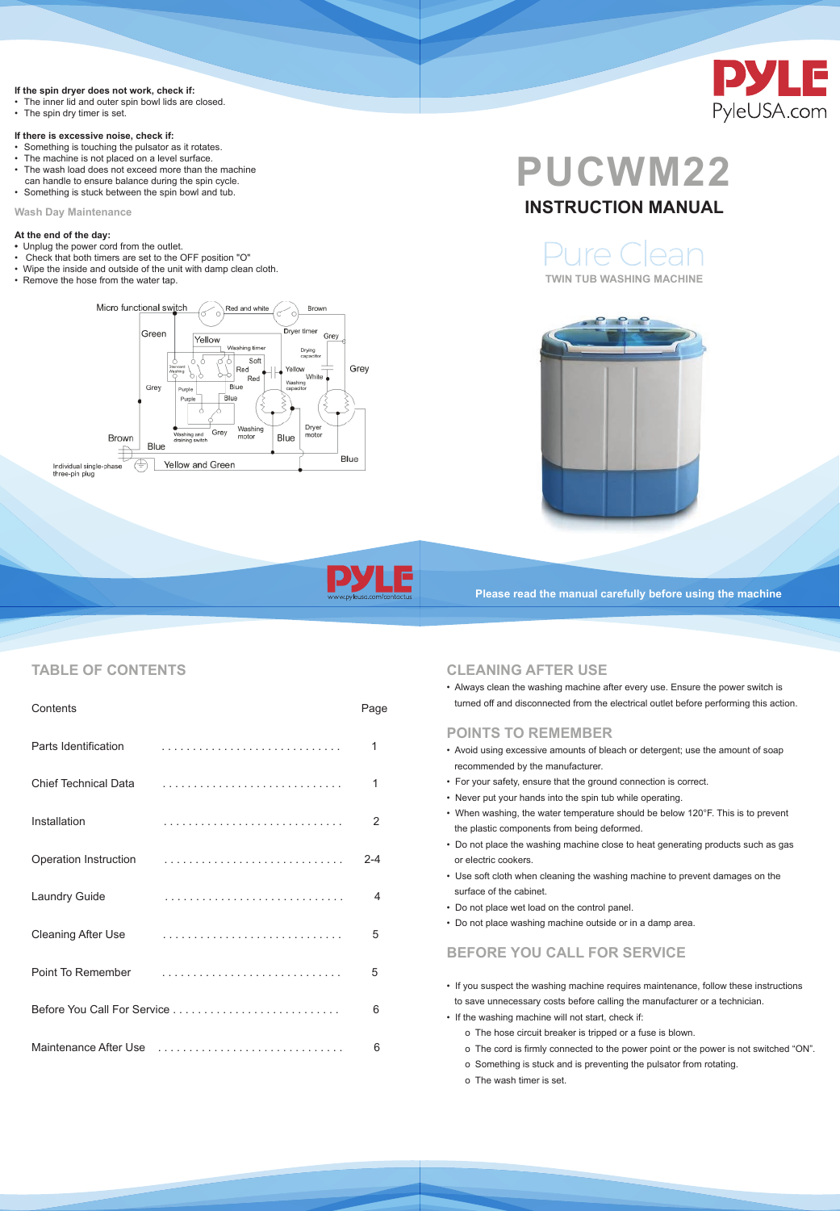**If the spin dryer does not work, check if:**

- The inner lid and outer spin bowl lids are closed.
- The spin dry timer is set.

**If there is excessive noise, check if:**

- Something is touching the pulsator as it rotates.
- The machine is not placed on a level surface.
- The wash load does not exceed more than the machine can handle to ensure balance during the spin cycle.
- Something is stuck between the spin bowl and tub.

### Wash Day Maintenance

**At the end of the day:**

- Unplug the power cord from the outlet.
- Check that both timers are set to the OFF position "O"
- Wipe the inside and outside of the unit with damp clean cloth.
- Remove the hose from the water tap.

Micro functional switch, Red and white, Brown, Green, Yellow, Dryer timer, Grey, Washing timer, Soft, Drying capacitor, Standard Washing, Red, Red, Yellow, White, Grey, Grey, Purple, Blue, Washing capacitor, Purple, Blue, Washing and draining switch, Grey, Washing motor, Blue, Dryer motor, Brown, Blue, Blue, Individual single-phase three-pin plug, Yellow and Green

# PYLE

PyleUSA.com

# PUCWM22

## INSTRUCTION MANUAL

Pure Clean

TWIN TUB WASHING MACHINE

PYLE www.pyleusa.com/contactus

Please read the manual carefully before using the machine

## TABLE OF CONTENTS

| Contents | Page |
| --- | --- |
| Parts Identification | 1 |
| Chief Technical Data | 1 |
| Installation | 2 |
| Operation Instruction | 2-4 |
| Laundry Guide | 4 |
| Cleaning After Use | 5 |
| Point To Remember | 5 |
| Before You Call For Service | 6 |
| Maintenance After Use | 6 |

## CLEANING AFTER USE

- Always clean the washing machine after every use. Ensure the power switch is turned off and disconnected from the electrical outlet before performing this action.

## POINTS TO REMEMBER

- Avoid using excessive amounts of bleach or detergent; use the amount of soap recommended by the manufacturer.
- For your safety, ensure that the ground connection is correct.
- Never put your hands into the spin tub while operating.
- When washing, the water temperature should be below 120°F. This is to prevent the plastic components from being deformed.
- Do not place the washing machine close to heat generating products such as gas or electric cookers.
- Use soft cloth when cleaning the washing machine to prevent damages on the surface of the cabinet.
- Do not place wet load on the control panel.
- Do not place washing machine outside or in a damp area.

## BEFORE YOU CALL FOR SERVICE

- If you suspect the washing machine requires maintenance, follow these instructions to save unnecessary costs before calling the manufacturer or a technician.
- If the washing machine will not start, check if:
  - o The hose circuit breaker is tripped or a fuse is blown.
  - o The cord is firmly connected to the power point or the power is not switched "ON".
  - o Something is stuck and is preventing the pulsator from rotating.
  - o The wash timer is set.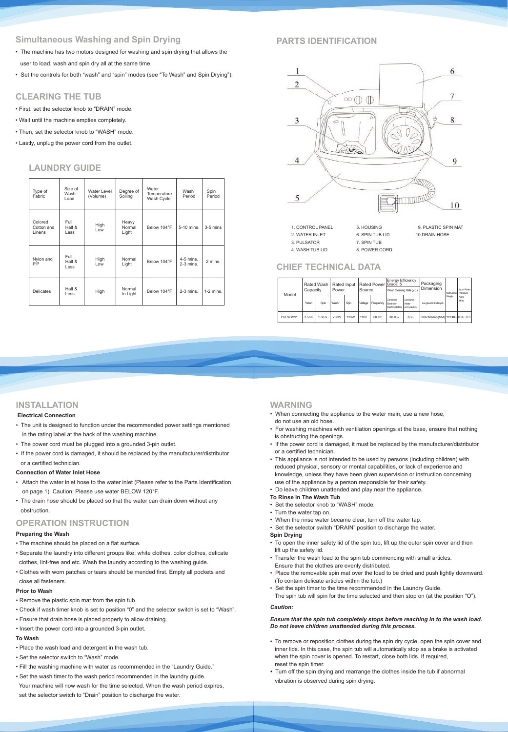## Simultaneous Washing and Spin Drying

- The machine has two motors designed for washing and spin drying that allows the user to load, wash and spin dry all at the same time.
- Set the controls for both "wash" and "spin" modes (see "To Wash" and Spin Drying").

## CLEARING THE TUB

- First, set the selector knob to "DRAIN" mode.
- Wait until the machine empties completely.
- Then, set the selector knob to "WASH" mode.
- Lastly, unplug the power cord from the outlet.

## LAUNDRY GUIDE

| Type of Fabric | Size of Wash Load | Water Level (Volume) | Degree of Soiling | Water Temperature Wash Cycle | Wash Period | Spin Period |
|---|---|---|---|---|---|---|
| Colored Cotton and Linens | Full Half & Less | High Low | Heavy Normal Light | Below 104°F | 5-10 mins. | 3-5 mins |
| Nylon and P.P | Full Half & Less | High Low | Normal Light | Below 104°F | 4-5 mins. 2-3 mins. | 2 mins. |
| Delicates | Half & Less | High | Normal to Light | Below 104°F | 2-3 mins. | 1-2 mins. |

## PARTS IDENTIFICATION

1. CONTROL PANEL
2. WATER INLET
3. PULSATOR
4. WASH TUB LID
5. HOUSING
6. SPIN TUB LID
7. SPIN TUB
8. POWER CORD
9. PLASTIC SPIN MAT
10. DRAIN HOSE

## CHIEF TECHNICAL DATA

| Model | Rated Wash Capacity | | Rated Input Power | | Rated Power Source | | Energy Efficiency Grade: 5 Wash Cleaning Rate ≥ 0.7 | | Packaging Dimension | Net/Gross Weight | Input Water Pressure Area MPA |
|---|---|---|---|---|---|---|---|---|---|---|---|
| | Wash | Spin | Wash | Spin | Voltage | Frequency | Consume Electricity (KWh/Cycle/KG) | Consume Water (L/Cycle/KG) | Length×Width×Depth | | |
| PUCWM22 | 3.5KG | 1.5KG | 250W | 120W | 110V | 60 Hz | ≤0.032 | ≤36 | 690x390x675(MM) | 11/13KG | 0.05~0.3 |

## INSTALLATION

### Electrical Connection

- The unit is designed to function under the recommended power settings mentioned in the rating label at the back of the washing machine.
- The power cord must be plugged into a grounded 3-pin outlet.
- If the power cord is damaged, it should be replaced by the manufacturer/distributor or a certified technician.

### Connection of Water Inlet Hose

- Attach the water inlet hose to the water inlet (Please refer to the Parts Identification on page 1). Caution: Please use water BELOW 120°F.
- The drain hose should be placed so that the water can drain down without any obstruction.

## OPERATION INSTRUCTION

### Preparing the Wash

- The machine should be placed on a flat surface.
- Separate the laundry into different groups like: white clothes, color clothes, delicate clothes, lint-free and etc. Wash the laundry according to the washing guide.
- Clothes with worn patches or tears should be mended first. Empty all pockets and close all fasteners.

### Prior to Wash

- Remove the plastic spin mat from the spin tub.
- Check if wash timer knob is set to position "0" and the selector switch is set to "Wash".
- Ensure that drain hose is placed properly to allow draining.
- Insert the power cord into a grounded 3-pin outlet.

### To Wash

- Place the wash load and detergent in the wash tub.
- Set the selector switch to "Wash" mode.
- Fill the washing machine with water as recommended in the "Laundry Guide."
- Set the wash timer to the wash period recommended in the laundry guide. Your machine will now wash for the time selected. When the wash period expires, set the selector switch to "Drain" position to discharge the water.

## WARNING

- When connecting the appliance to the water main, use a new hose, do not use an old hose.
- For washing machines with ventilation openings at the base, ensure that nothing is obstructing the openings.
- If the power cord is damaged, it must be replaced by the manufacturer/distributor or a certified technician.
- This appliance is not intended to be used by persons (including children) with reduced physical, sensory or mental capabilities, or lack of experience and knowledge, unless they have been given supervision or instruction concerning use of the appliance by a person responsible for their safety.
- Do leave children unattended and play near the appliance.

### To Rinse In The Wash Tub

- Set the selector knob to "WASH" mode.
- Turn the water tap on.
- When the rinse water became clear, turn off the water tap.
- Set the selector switch "DRAIN" position to discharge the water.

### Spin Drying

- To open the inner safety lid of the spin tub, lift up the outer spin cover and then lift up the safety lid.
- Transfer the wash load to the spin tub commencing with small articles. Ensure that the clothes are evenly distributed.
- Place the removable spin mat over the load to be dried and push lightly downward. (To contain delicate articles within the tub.)
- Set the spin timer to the time recommended in the Laundry Guide. The spin tub will spin for the time selected and then stop on (at the position "O").

*Caution:*

***Ensure that the spin tub completely stops before reaching in to the wash load. Do not leave children unattended during this process.***

- To remove or reposition clothes during the spin dry cycle, open the spin cover and inner lids. In this case, the spin tub will automatically stop as a brake is activated when the spin cover is opened. To restart, close both lids. If required, reset the spin timer.
- Turn off the spin drying and rearrange the clothes inside the tub if abnormal vibration is observed during spin drying.